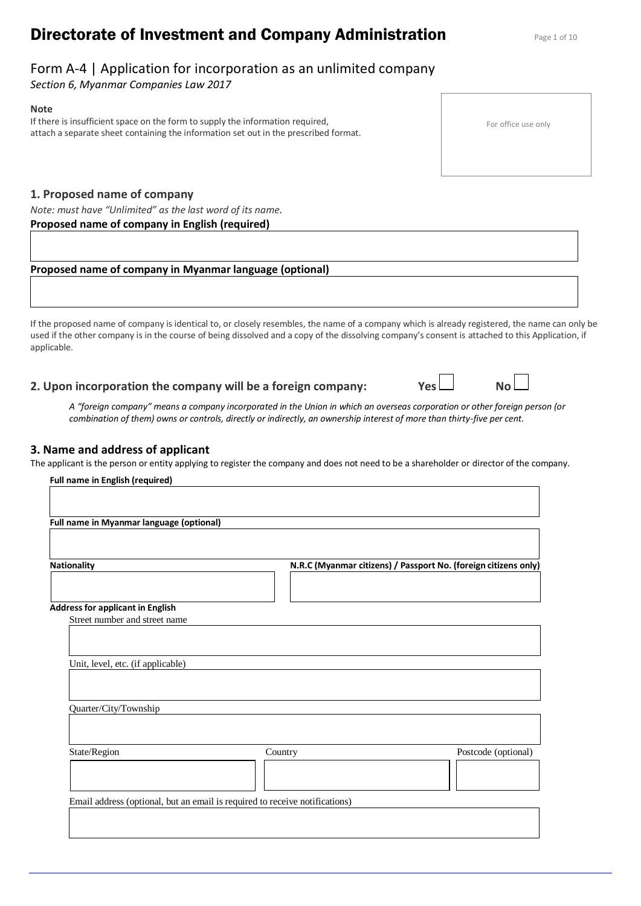# Directorate of Investment and Company Administration

## Form A-4 | Application for incorporation as an unlimited company

*Section 6, Myanmar Companies Law 2017*

**Note**

If there is insufficient space on the form to supply the information required, attach a separate sheet containing the information set out in the prescribed format.

For office use only

### 1. Proposed name of company

*Note: must have "Unlimited" as the last word of its name.*

**Proposed name of company in English (required)**

**Proposed name of company in Myanmar language (optional)**

If the proposed name of company is identical to, or closely resembles, the name of a company which is already registered, the name can only be used if the other company is in the course of being dissolved and a copy of the dissolving company's consent is attached to this Application, if applicable.

### 2. Upon incorporation the company will be a foreign company: Yes ☐ No ☐

*A "foreign company" means a company incorporated in the Union in which an overseas corporation or other foreign person (or combination of them) owns or controls, directly or indirectly, an ownership interest of more than thirty-five per cent.*

### 3. Name and address of applicant

The applicant is the person or entity applying to register the company and does not need to be a shareholder or director of the company.

**Full name in English (required)**

**Full name in Myanmar language (optional)**

**Nationality**

**N.R.C (Myanmar citizens) / Passport No. (foreign citizens only)**

**Address for applicant in English**

Street number and street name

Unit, level, etc. (if applicable)

Quarter/City/Township

State/Region

Country

Postcode (optional)

Email address (optional, but an email is required to receive notifications)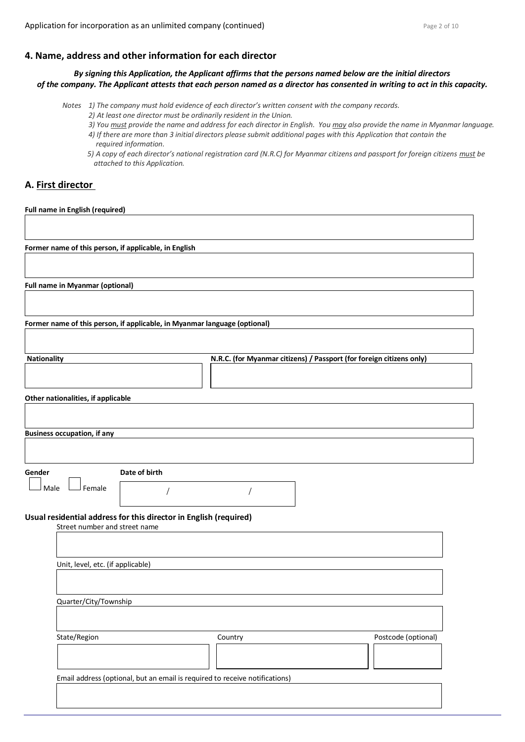## 4. Name, address and other information for each director

***By signing this Application, the Applicant affirms that the persons named below are the initial directors of the company. The Applicant attests that each person named as a director has consented in writing to act in this capacity.***

*Notes 1) The company must hold evidence of each director's written consent with the company records.*
*2) At least one director must be ordinarily resident in the Union.*
*3) You must provide the name and address for each director in English. You may also provide the name in Myanmar language.*
*4) If there are more than 3 initial directors please submit additional pages with this Application that contain the required information.*
*5) A copy of each director's national registration card (N.R.C) for Myanmar citizens and passport for foreign citizens must be attached to this Application.*

### A. First director

**Full name in English (required)**

**Former name of this person, if applicable, in English**

**Full name in Myanmar (optional)**

**Former name of this person, if applicable, in Myanmar language (optional)**

**Nationality**

**N.R.C. (for Myanmar citizens) / Passport (for foreign citizens only)**

**Other nationalities, if applicable**

**Business occupation, if any**

**Gender**

☐ Male ☐ Female

**Date of birth**

/ /

**Usual residential address for this director in English (required)**

Street number and street name

Unit, level, etc. (if applicable)

Quarter/City/Township

State/Region

Country

Postcode (optional)

Email address (optional, but an email is required to receive notifications)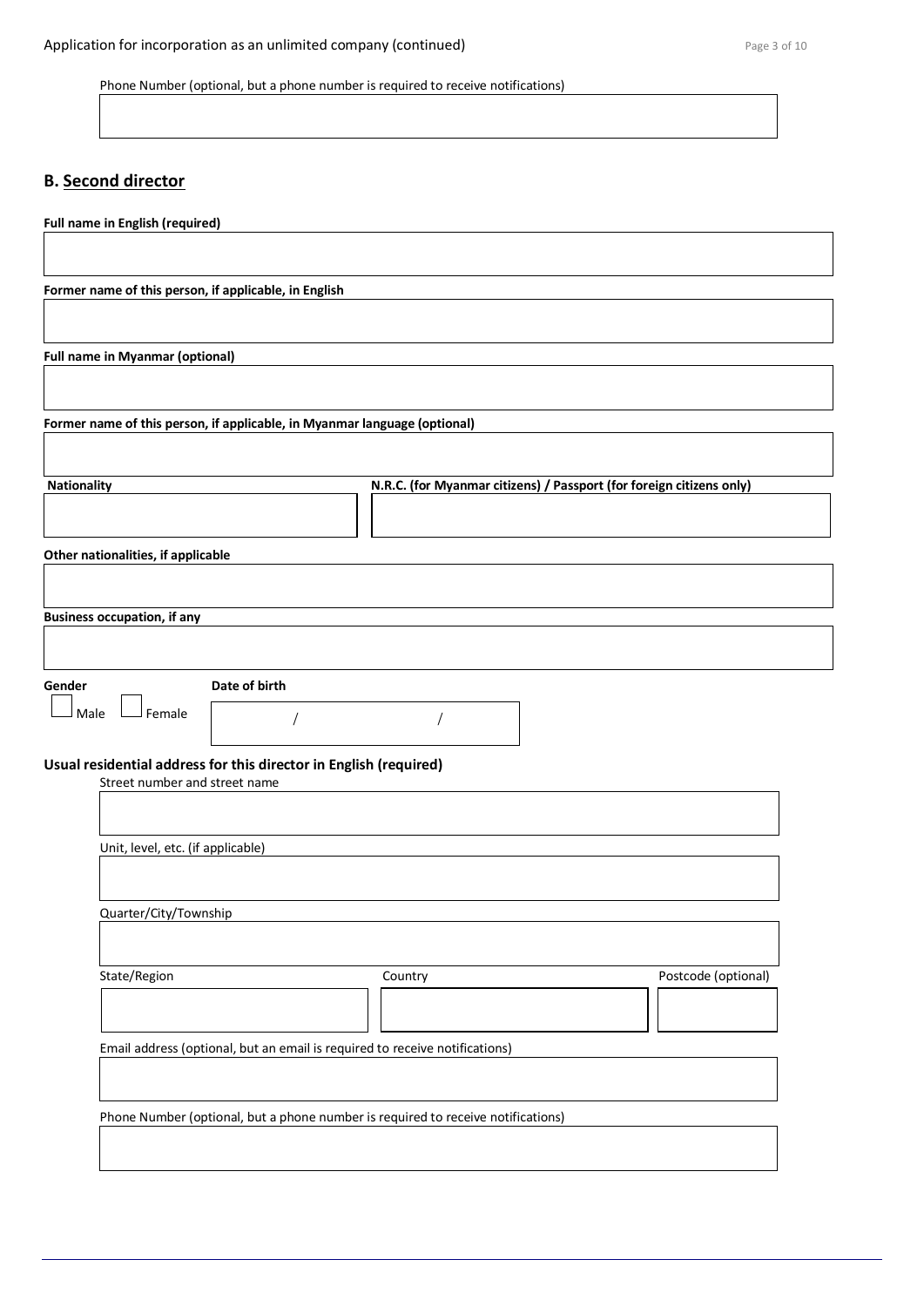Phone Number (optional, but a phone number is required to receive notifications)

## B. Second director

**Full name in English (required)**

**Former name of this person, if applicable, in English**

**Full name in Myanmar (optional)**

**Former name of this person, if applicable, in Myanmar language (optional)**

**Nationality**

**N.R.C. (for Myanmar citizens) / Passport (for foreign citizens only)**

**Other nationalities, if applicable**

**Business occupation, if any**

**Gender**

☐ Male ☐ Female

**Date of birth**

/ /

**Usual residential address for this director in English (required)**

Street number and street name

Unit, level, etc. (if applicable)

Quarter/City/Township

State/Region

Country

Postcode (optional)

Email address (optional, but an email is required to receive notifications)

Phone Number (optional, but a phone number is required to receive notifications)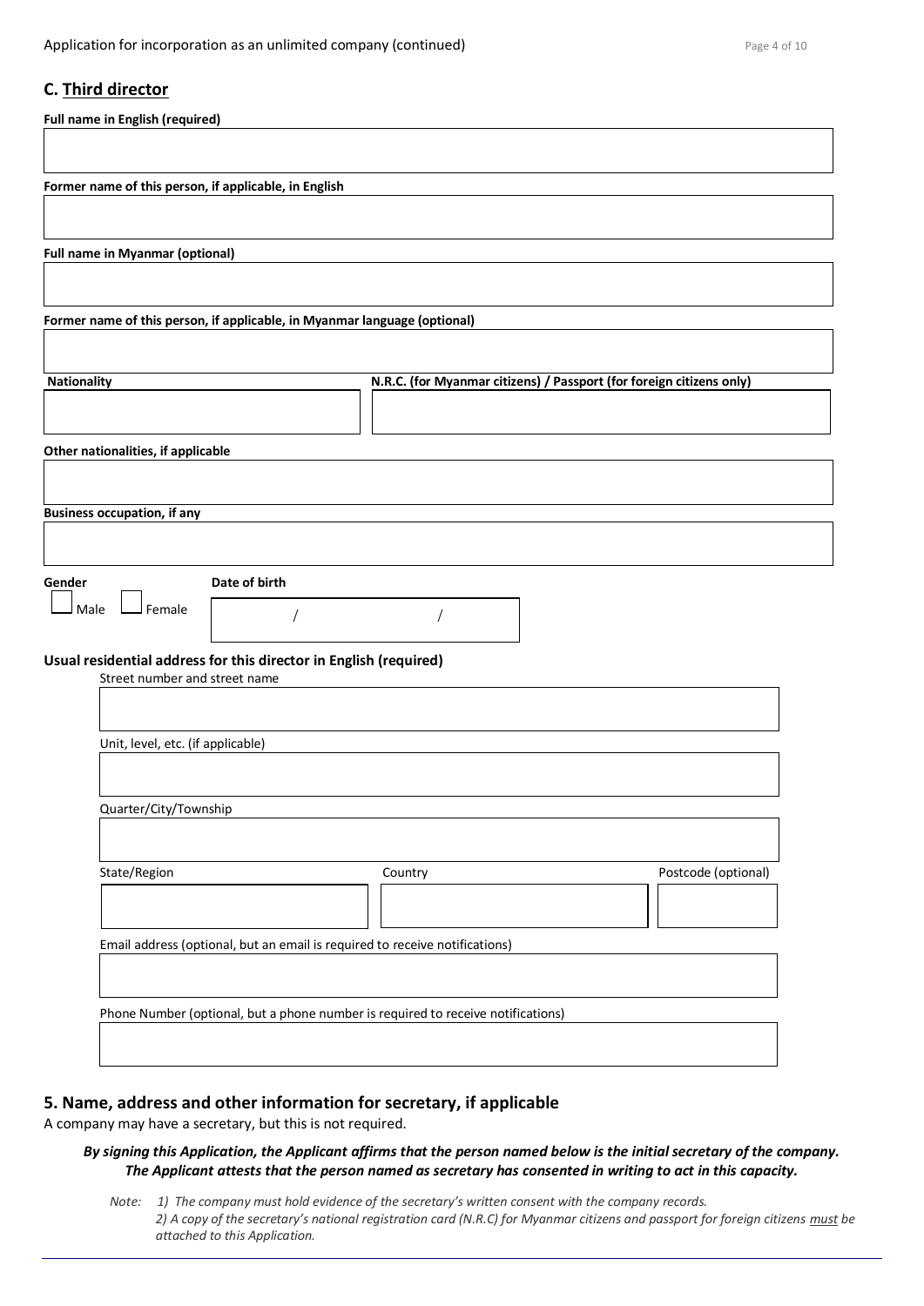## C. Third director

**Full name in English (required)**

**Former name of this person, if applicable, in English**

**Full name in Myanmar (optional)**

**Former name of this person, if applicable, in Myanmar language (optional)**

**Nationality**

**N.R.C. (for Myanmar citizens) / Passport (for foreign citizens only)**

**Other nationalities, if applicable**

**Business occupation, if any**

**Gender**

☐ Male ☐ Female

**Date of birth**

/ /

**Usual residential address for this director in English (required)**

Street number and street name

Unit, level, etc. (if applicable)

Quarter/City/Township

State/Region

Country

Postcode (optional)

Email address (optional, but an email is required to receive notifications)

Phone Number (optional, but a phone number is required to receive notifications)

## 5. Name, address and other information for secretary, if applicable

A company may have a secretary, but this is not required.

***By signing this Application, the Applicant affirms that the person named below is the initial secretary of the company. The Applicant attests that the person named as secretary has consented in writing to act in this capacity.***

*Note: 1) The company must hold evidence of the secretary's written consent with the company records.*
*2) A copy of the secretary's national registration card (N.R.C) for Myanmar citizens and passport for foreign citizens must be attached to this Application.*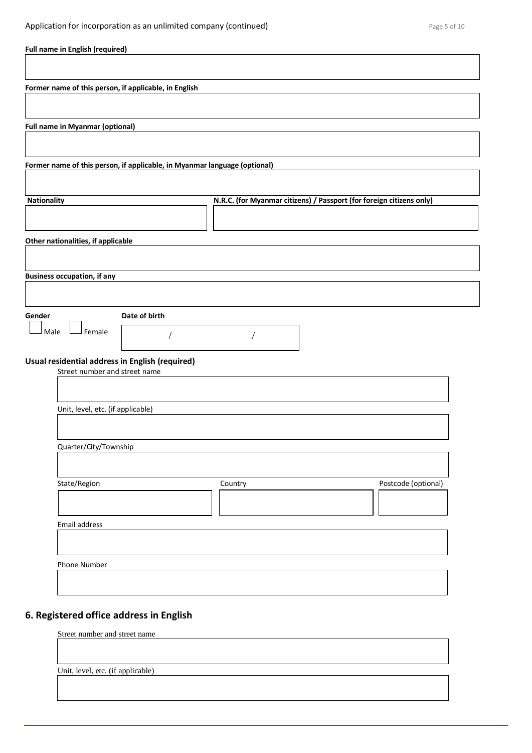**Full name in English (required)**

**Former name of this person, if applicable, in English**

**Full name in Myanmar (optional)**

**Former name of this person, if applicable, in Myanmar language (optional)**

**Nationality**

**N.R.C. (for Myanmar citizens) / Passport (for foreign citizens only)**

**Other nationalities, if applicable**

**Business occupation, if any**

**Gender**

☐ Male ☐ Female

**Date of birth**

/ /

**Usual residential address in English (required)**

Street number and street name

Unit, level, etc. (if applicable)

Quarter/City/Township

State/Region

Country

Postcode (optional)

Email address

Phone Number

## 6. Registered office address in English

Street number and street name

Unit, level, etc. (if applicable)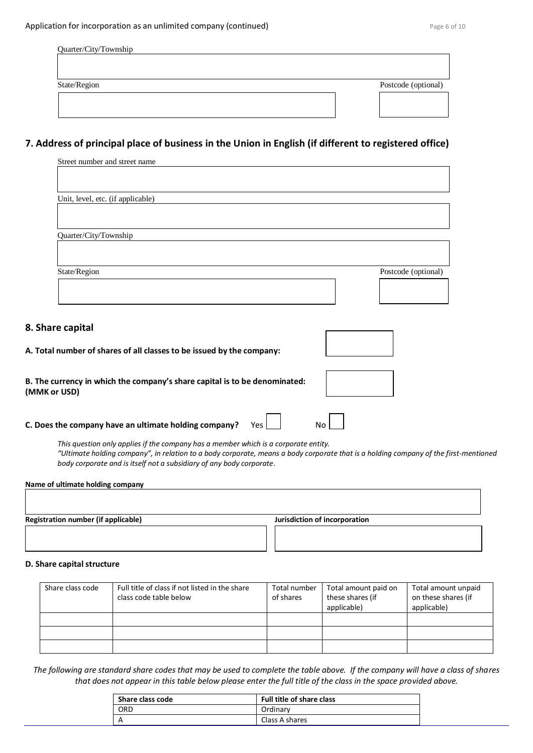Quarter/City/Township

State/Region

Postcode (optional)

## 7. Address of principal place of business in the Union in English (if different to registered office)

Street number and street name

Unit, level, etc. (if applicable)

Quarter/City/Township

State/Region

Postcode (optional)

## 8. Share capital

**A. Total number of shares of all classes to be issued by the company:**

**B. The currency in which the company's share capital is to be denominated: (MMK or USD)**

**C. Does the company have an ultimate holding company?** Yes ☐ No ☐

*This question only applies if the company has a member which is a corporate entity.*
*"Ultimate holding company", in relation to a body corporate, means a body corporate that is a holding company of the first-mentioned body corporate and is itself not a subsidiary of any body corporate.*

**Name of ultimate holding company**

**Registration number (if applicable)**

**Jurisdiction of incorporation**

**D. Share capital structure**

| Share class code | Full title of class if not listed in the share class code table below | Total number of shares | Total amount paid on these shares (if applicable) | Total amount unpaid on these shares (if applicable) |
|---|---|---|---|---|
| | | | | |
| | | | | |
| | | | | |

*The following are standard share codes that may be used to complete the table above. If the company will have a class of shares that does not appear in this table below please enter the full title of the class in the space provided above.*

| Share class code | Full title of share class |
|---|---|
| ORD | Ordinary |
| A | Class A shares |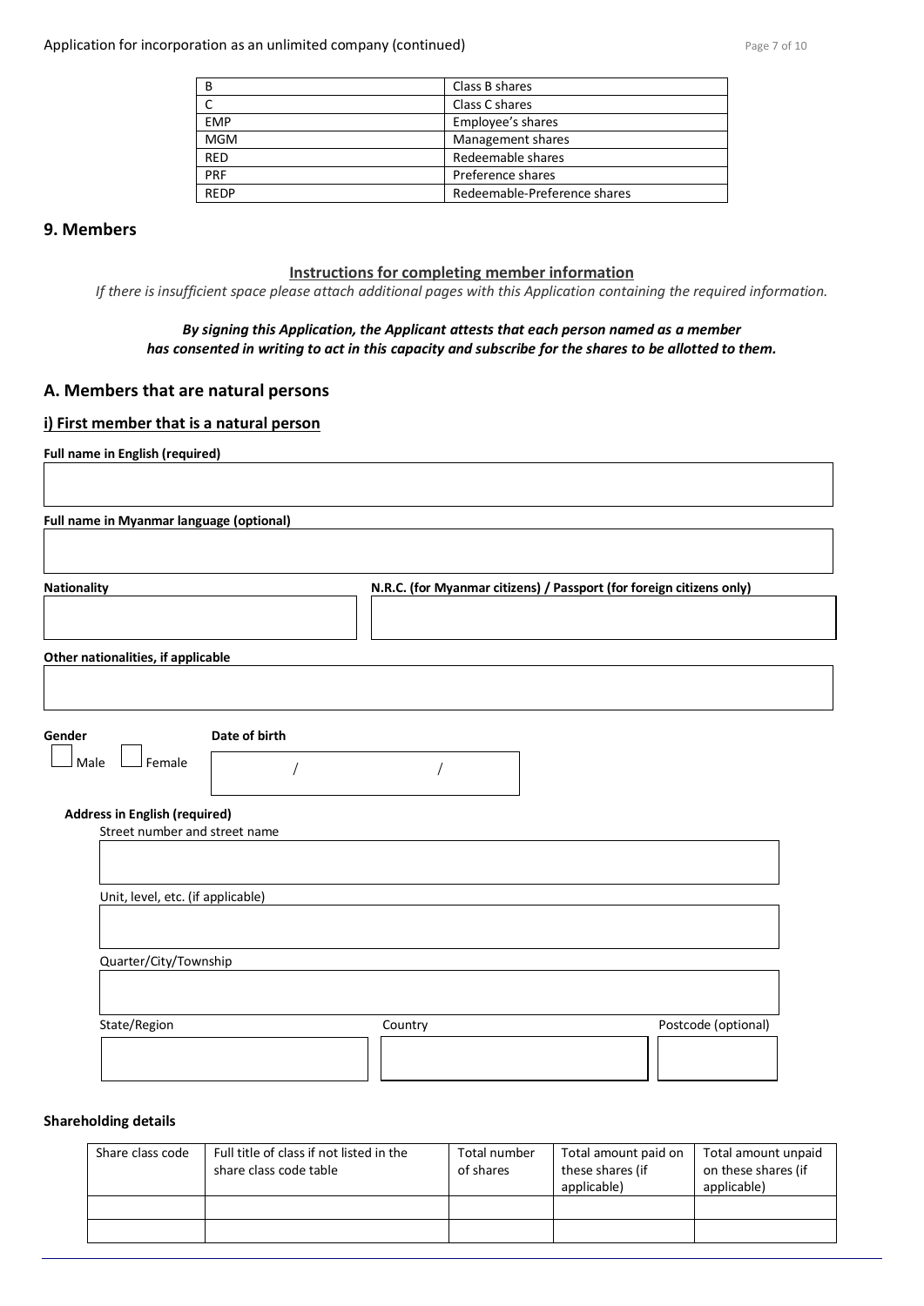| | |
|---|---|
| B | Class B shares |
| C | Class C shares |
| EMP | Employee's shares |
| MGM | Management shares |
| RED | Redeemable shares |
| PRF | Preference shares |
| REDP | Redeemable-Preference shares |

## 9. Members

**Instructions for completing member information**

*If there is insufficient space please attach additional pages with this Application containing the required information.*

***By signing this Application, the Applicant attests that each person named as a member has consented in writing to act in this capacity and subscribe for the shares to be allotted to them.***

## A. Members that are natural persons

### i) First member that is a natural person

**Full name in English (required)**

**Full name in Myanmar language (optional)**

**Nationality**

**N.R.C. (for Myanmar citizens) / Passport (for foreign citizens only)**

**Other nationalities, if applicable**

**Gender**

☐ Male ☐ Female

**Date of birth**

/ /

**Address in English (required)**

Street number and street name

Unit, level, etc. (if applicable)

Quarter/City/Township

State/Region

Country

Postcode (optional)

**Shareholding details**

| Share class code | Full title of class if not listed in the share class code table | Total number of shares | Total amount paid on these shares (if applicable) | Total amount unpaid on these shares (if applicable) |
|---|---|---|---|---|
| | | | | |
| | | | | |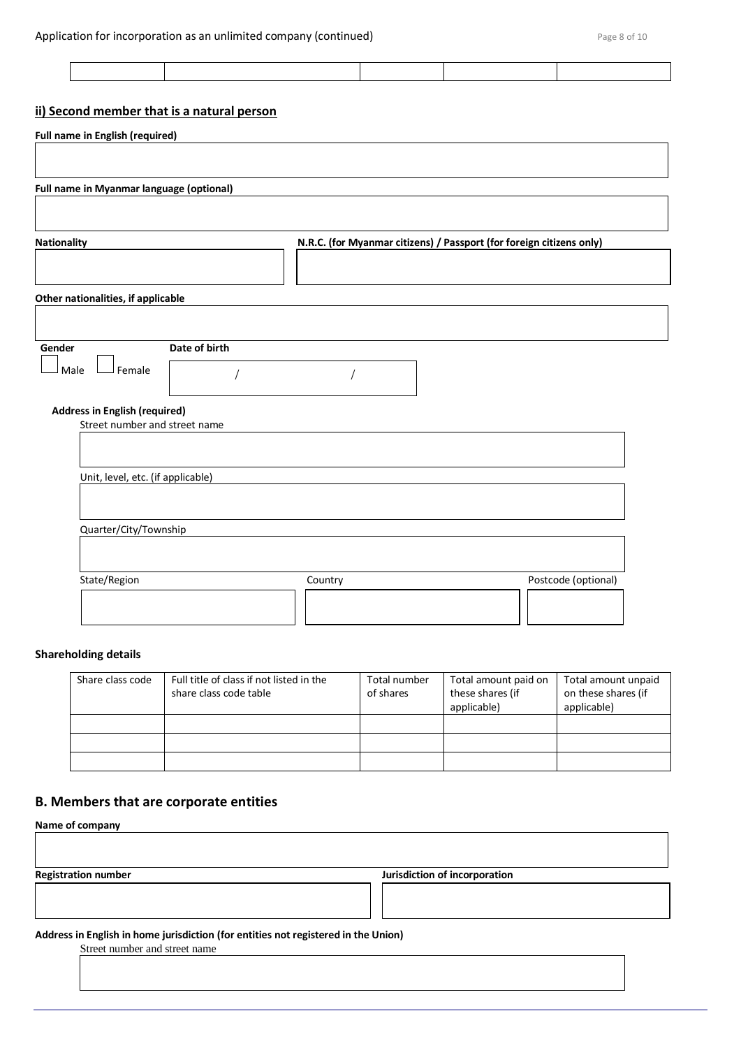| | | | | |
|---|---|---|---|---|
| | | | | |

**ii) Second member that is a natural person**

**Full name in English (required)**

**Full name in Myanmar language (optional)**

**Nationality**

**N.R.C. (for Myanmar citizens) / Passport (for foreign citizens only)**

**Other nationalities, if applicable**

**Gender**

☐ Male ☐ Female

**Date of birth**

/ /

**Address in English (required)**

Street number and street name

Unit, level, etc. (if applicable)

Quarter/City/Township

State/Region

Country

Postcode (optional)

**Shareholding details**

| Share class code | Full title of class if not listed in the share class code table | Total number of shares | Total amount paid on these shares (if applicable) | Total amount unpaid on these shares (if applicable) |
|---|---|---|---|---|
| | | | | |
| | | | | |
| | | | | |

## B. Members that are corporate entities

**Name of company**

**Registration number**

**Jurisdiction of incorporation**

**Address in English in home jurisdiction (for entities not registered in the Union)**

Street number and street name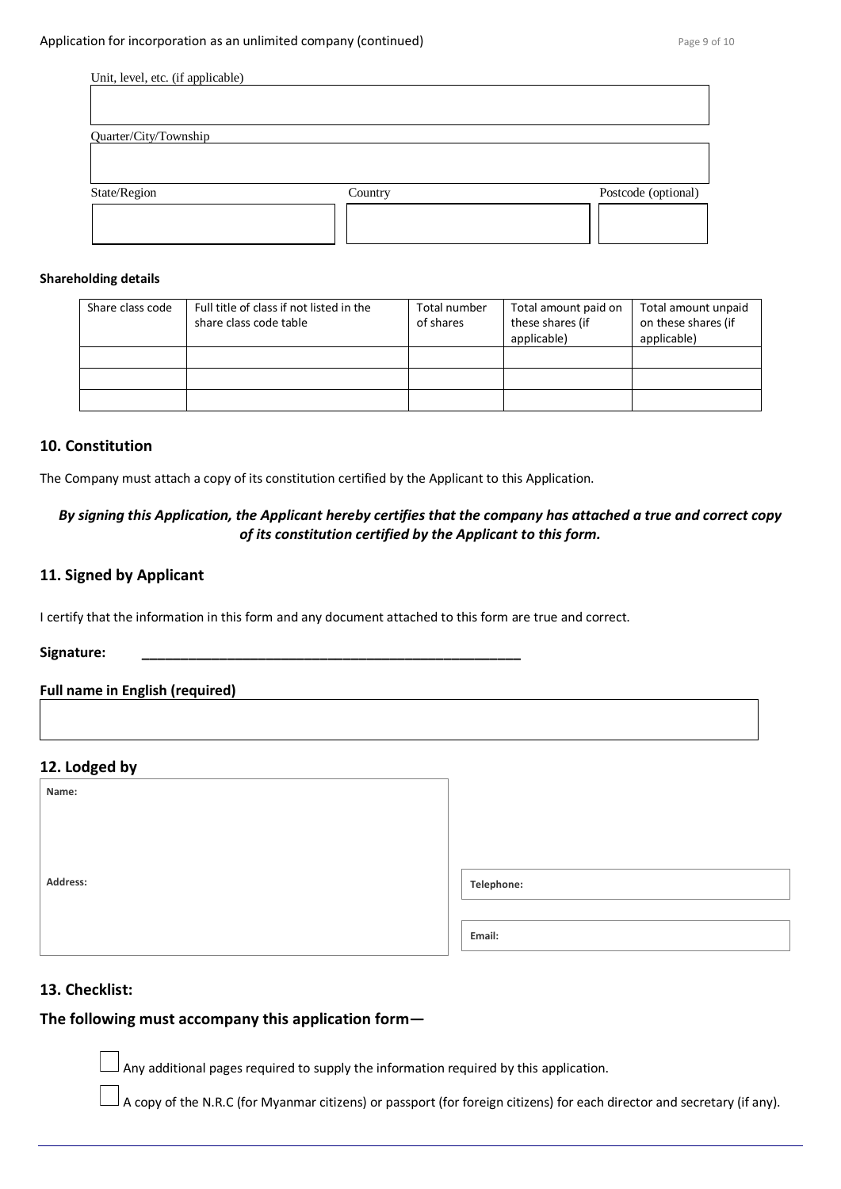Unit, level, etc. (if applicable)

Quarter/City/Township

State/Region | Country | Postcode (optional)

**Shareholding details**

| Share class code | Full title of class if not listed in the share class code table | Total number of shares | Total amount paid on these shares (if applicable) | Total amount unpaid on these shares (if applicable) |
|---|---|---|---|---|
| | | | | |
| | | | | |
| | | | | |

## 10. Constitution

The Company must attach a copy of its constitution certified by the Applicant to this Application.

***By signing this Application, the Applicant hereby certifies that the company has attached a true and correct copy of its constitution certified by the Applicant to this form.***

## 11. Signed by Applicant

I certify that the information in this form and any document attached to this form are true and correct.

**Signature:** ______________________________________________

**Full name in English (required)**

## 12. Lodged by

**Name:**

**Address:**

**Telephone:**

**Email:**

## 13. Checklist:

## The following must accompany this application form—

☐ Any additional pages required to supply the information required by this application.

☐ A copy of the N.R.C (for Myanmar citizens) or passport (for foreign citizens) for each director and secretary (if any).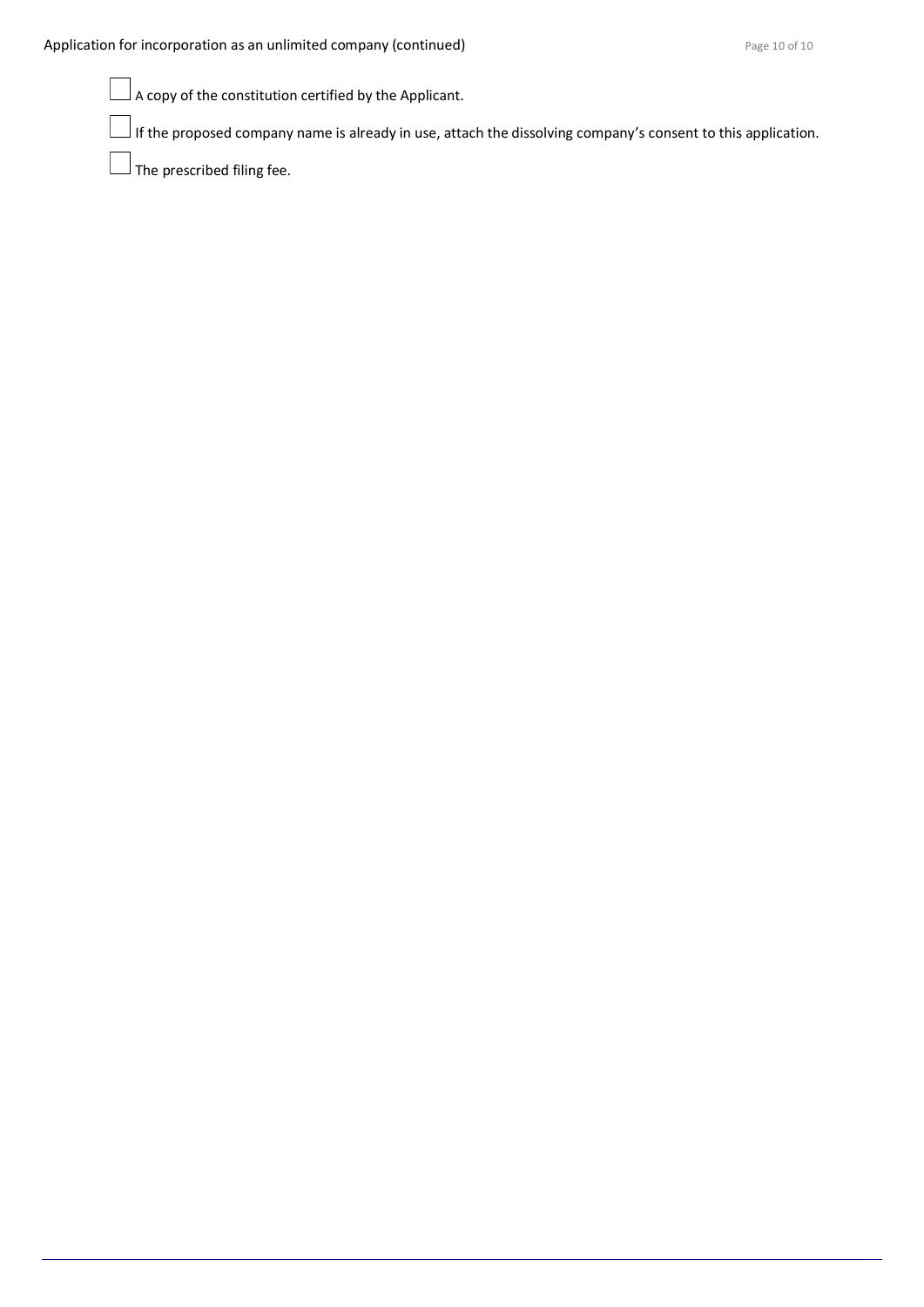- ☐ A copy of the constitution certified by the Applicant.
- ☐ If the proposed company name is already in use, attach the dissolving company's consent to this application.
- ☐ The prescribed filing fee.